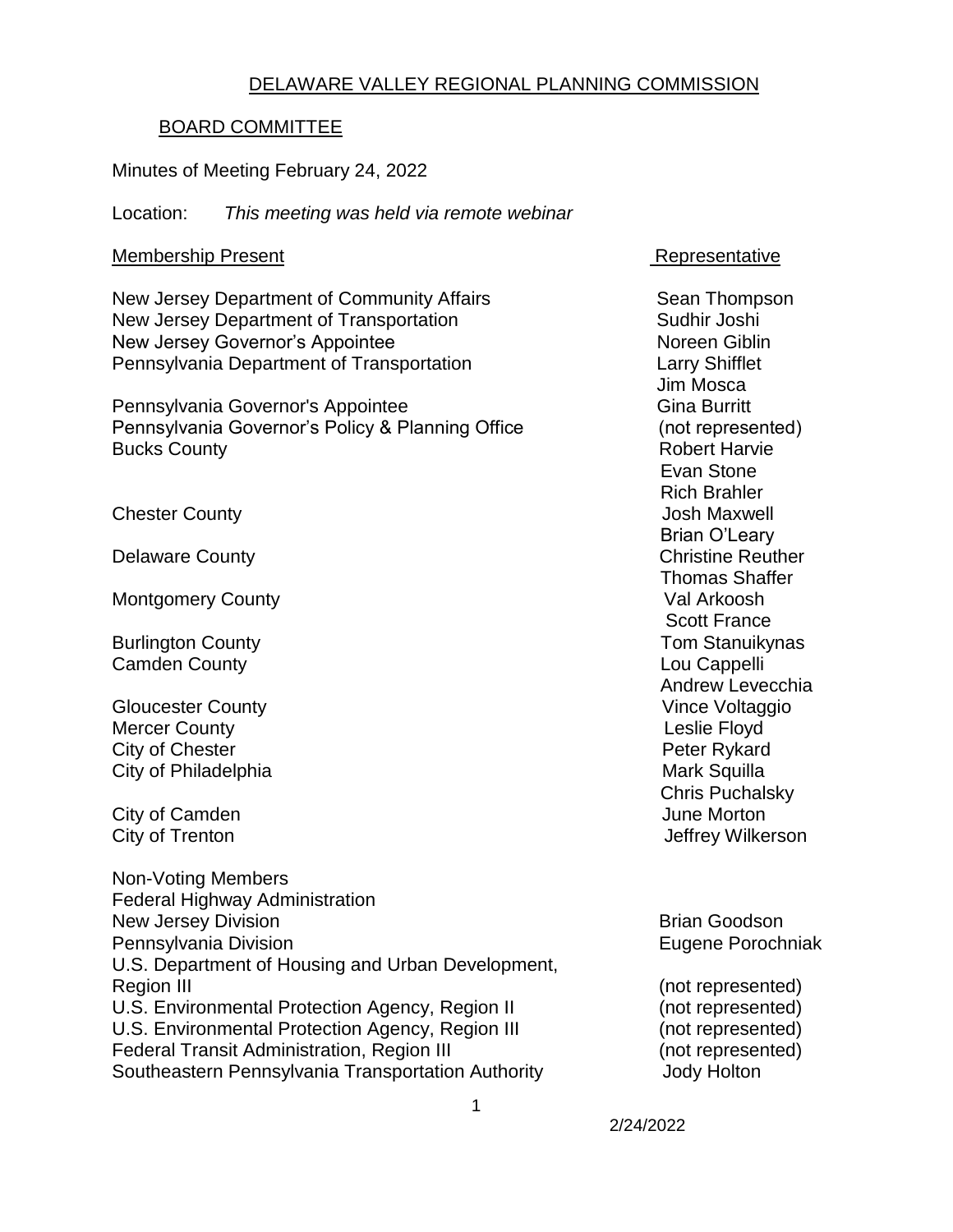# DELAWARE VALLEY REGIONAL PLANNING COMMISSION

## BOARD COMMITTEE

Minutes of Meeting February 24, 2022

Location: *This meeting was held via remote webinar*

| Membership Present | Representative |
|---|---|
| New Jersey Department of Community Affairs | Sean Thompson |
| New Jersey Department of Transportation | Sudhir Joshi |
| New Jersey Governor's Appointee | Noreen Giblin |
| Pennsylvania Department of Transportation | Larry Shifflet |
| | Jim Mosca |
| Pennsylvania Governor's Appointee | Gina Burritt |
| Pennsylvania Governor's Policy & Planning Office | (not represented) |
| Bucks County | Robert Harvie |
| | Evan Stone |
| | Rich Brahler |
| Chester County | Josh Maxwell |
| | Brian O'Leary |
| Delaware County | Christine Reuther |
| | Thomas Shaffer |
| Montgomery County | Val Arkoosh |
| | Scott France |
| Burlington County | Tom Stanuikynas |
| Camden County | Lou Cappelli |
| | Andrew Levecchia |
| Gloucester County | Vince Voltaggio |
| Mercer County | Leslie Floyd |
| City of Chester | Peter Rykard |
| City of Philadelphia | Mark Squilla |
| | Chris Puchalsky |
| City of Camden | June Morton |
| City of Trenton | Jeffrey Wilkerson |
| Non-Voting Members | |
| Federal Highway Administration | |
| New Jersey Division | Brian Goodson |
| Pennsylvania Division | Eugene Porochniak |
| U.S. Department of Housing and Urban Development, Region III | (not represented) |
| U.S. Environmental Protection Agency, Region II | (not represented) |
| U.S. Environmental Protection Agency, Region III | (not represented) |
| Federal Transit Administration, Region III | (not represented) |
| Southeastern Pennsylvania Transportation Authority | Jody Holton |

2/24/2022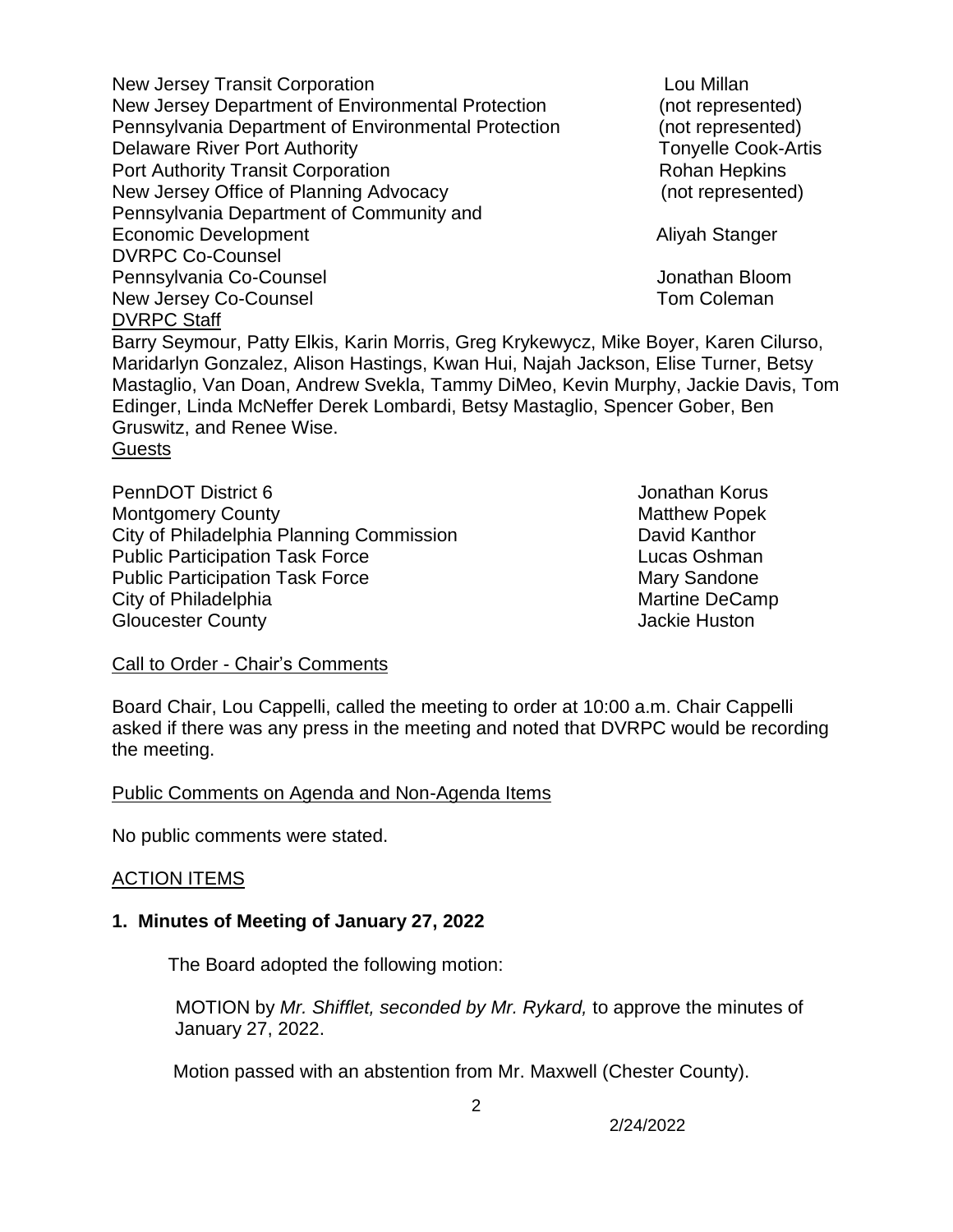| | |
|---|---|
| New Jersey Transit Corporation | Lou Millan |
| New Jersey Department of Environmental Protection | (not represented) |
| Pennsylvania Department of Environmental Protection | (not represented) |
| Delaware River Port Authority | Tonyelle Cook-Artis |
| Port Authority Transit Corporation | Rohan Hepkins |
| New Jersey Office of Planning Advocacy | (not represented) |
| Pennsylvania Department of Community and Economic Development | Aliyah Stanger |
| DVRPC Co-Counsel | |
| Pennsylvania Co-Counsel | Jonathan Bloom |
| New Jersey Co-Counsel | Tom Coleman |

DVRPC Staff

Barry Seymour, Patty Elkis, Karin Morris, Greg Krykewycz, Mike Boyer, Karen Cilurso, Maridarlyn Gonzalez, Alison Hastings, Kwan Hui, Najah Jackson, Elise Turner, Betsy Mastaglio, Van Doan, Andrew Svekla, Tammy DiMeo, Kevin Murphy, Jackie Davis, Tom Edinger, Linda McNeffer Derek Lombardi, Betsy Mastaglio, Spencer Gober, Ben Gruswitz, and Renee Wise.

Guests

| | |
|---|---|
| PennDOT District 6 | Jonathan Korus |
| Montgomery County | Matthew Popek |
| City of Philadelphia Planning Commission | David Kanthor |
| Public Participation Task Force | Lucas Oshman |
| Public Participation Task Force | Mary Sandone |
| City of Philadelphia | Martine DeCamp |
| Gloucester County | Jackie Huston |

Call to Order - Chair's Comments

Board Chair, Lou Cappelli, called the meeting to order at 10:00 a.m. Chair Cappelli asked if there was any press in the meeting and noted that DVRPC would be recording the meeting.

Public Comments on Agenda and Non-Agenda Items

No public comments were stated.

ACTION ITEMS

**1. Minutes of Meeting of January 27, 2022**

The Board adopted the following motion:

MOTION by *Mr. Shifflet, seconded by Mr. Rykard,* to approve the minutes of January 27, 2022.

Motion passed with an abstention from Mr. Maxwell (Chester County).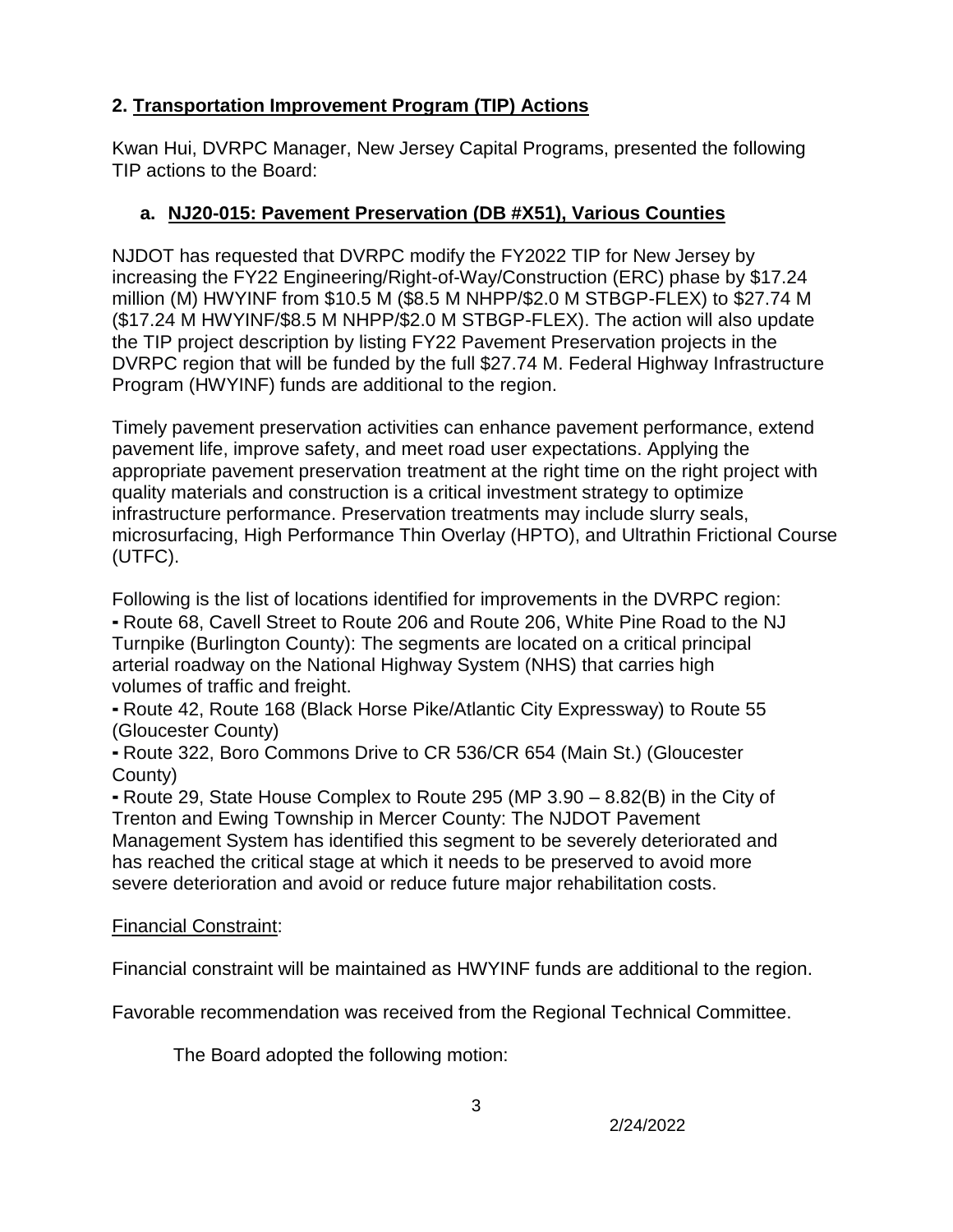## 2. Transportation Improvement Program (TIP) Actions

Kwan Hui, DVRPC Manager, New Jersey Capital Programs, presented the following TIP actions to the Board:

### a. NJ20-015: Pavement Preservation (DB #X51), Various Counties

NJDOT has requested that DVRPC modify the FY2022 TIP for New Jersey by increasing the FY22 Engineering/Right-of-Way/Construction (ERC) phase by $17.24 million (M) HWYINF from $10.5 M ($8.5 M NHPP/$2.0 M STBGP-FLEX) to $27.74 M ($17.24 M HWYINF/$8.5 M NHPP/$2.0 M STBGP-FLEX). The action will also update the TIP project description by listing FY22 Pavement Preservation projects in the DVRPC region that will be funded by the full $27.74 M. Federal Highway Infrastructure Program (HWYINF) funds are additional to the region.

Timely pavement preservation activities can enhance pavement performance, extend pavement life, improve safety, and meet road user expectations. Applying the appropriate pavement preservation treatment at the right time on the right project with quality materials and construction is a critical investment strategy to optimize infrastructure performance. Preservation treatments may include slurry seals, microsurfacing, High Performance Thin Overlay (HPTO), and Ultrathin Frictional Course (UTFC).

Following is the list of locations identified for improvements in the DVRPC region:

- Route 68, Cavell Street to Route 206 and Route 206, White Pine Road to the NJ Turnpike (Burlington County): The segments are located on a critical principal arterial roadway on the National Highway System (NHS) that carries high volumes of traffic and freight.
- Route 42, Route 168 (Black Horse Pike/Atlantic City Expressway) to Route 55 (Gloucester County)
- Route 322, Boro Commons Drive to CR 536/CR 654 (Main St.) (Gloucester County)
- Route 29, State House Complex to Route 295 (MP 3.90 – 8.82(B) in the City of Trenton and Ewing Township in Mercer County: The NJDOT Pavement Management System has identified this segment to be severely deteriorated and has reached the critical stage at which it needs to be preserved to avoid more severe deterioration and avoid or reduce future major rehabilitation costs.

Financial Constraint:

Financial constraint will be maintained as HWYINF funds are additional to the region.

Favorable recommendation was received from the Regional Technical Committee.

The Board adopted the following motion: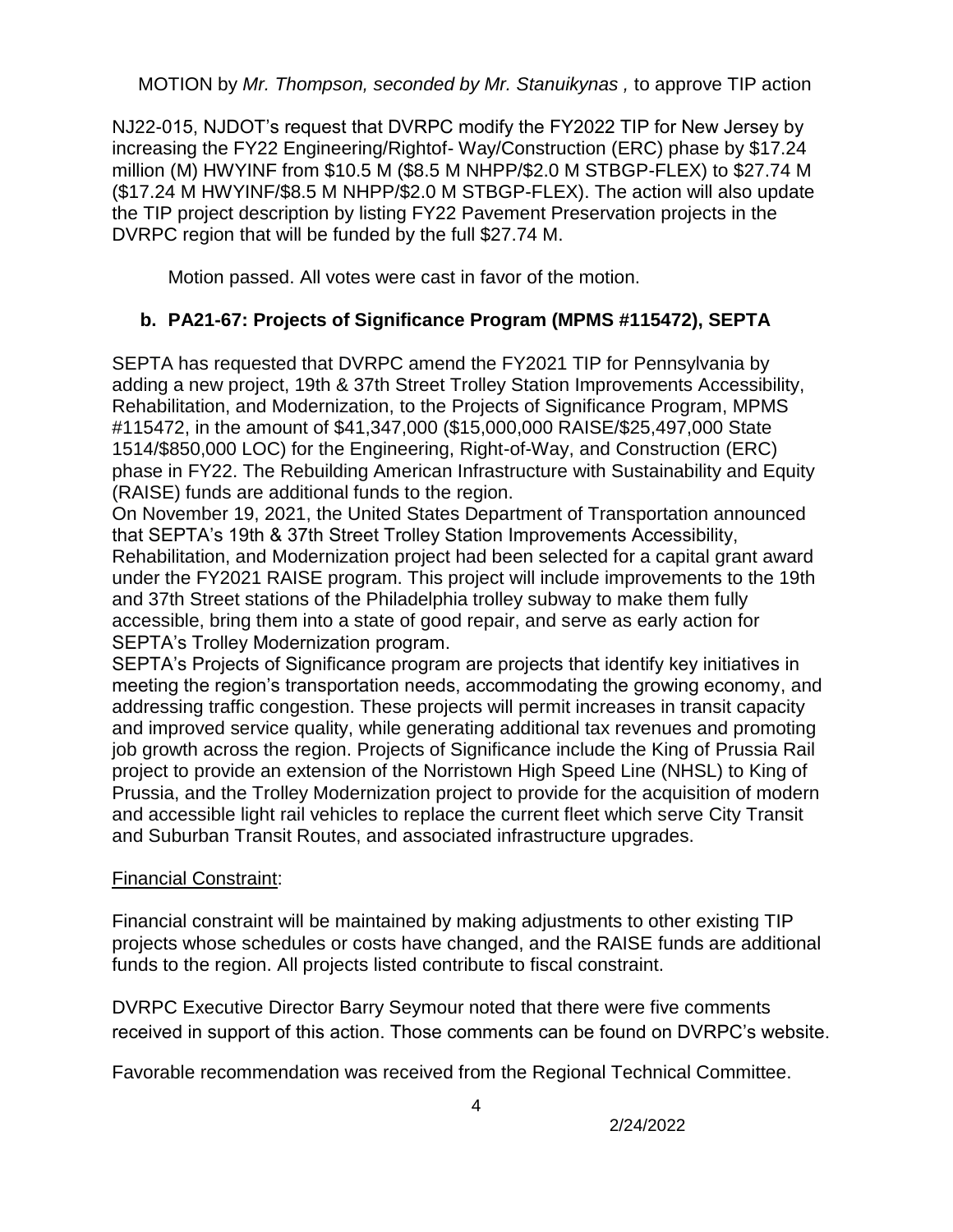MOTION by *Mr. Thompson, seconded by Mr. Stanuikynas ,* to approve TIP action NJ22-015, NJDOT's request that DVRPC modify the FY2022 TIP for New Jersey by increasing the FY22 Engineering/Rightof- Way/Construction (ERC) phase by $17.24 million (M) HWYINF from $10.5 M ($8.5 M NHPP/$2.0 M STBGP-FLEX) to $27.74 M ($17.24 M HWYINF/$8.5 M NHPP/$2.0 M STBGP-FLEX). The action will also update the TIP project description by listing FY22 Pavement Preservation projects in the DVRPC region that will be funded by the full $27.74 M.

Motion passed. All votes were cast in favor of the motion.

### b. PA21-67: Projects of Significance Program (MPMS #115472), SEPTA

SEPTA has requested that DVRPC amend the FY2021 TIP for Pennsylvania by adding a new project, 19th & 37th Street Trolley Station Improvements Accessibility, Rehabilitation, and Modernization, to the Projects of Significance Program, MPMS #115472, in the amount of $41,347,000 ($15,000,000 RAISE/$25,497,000 State 1514/$850,000 LOC) for the Engineering, Right-of-Way, and Construction (ERC) phase in FY22. The Rebuilding American Infrastructure with Sustainability and Equity (RAISE) funds are additional funds to the region.

On November 19, 2021, the United States Department of Transportation announced that SEPTA's 19th & 37th Street Trolley Station Improvements Accessibility, Rehabilitation, and Modernization project had been selected for a capital grant award under the FY2021 RAISE program. This project will include improvements to the 19th and 37th Street stations of the Philadelphia trolley subway to make them fully accessible, bring them into a state of good repair, and serve as early action for SEPTA's Trolley Modernization program.

SEPTA's Projects of Significance program are projects that identify key initiatives in meeting the region's transportation needs, accommodating the growing economy, and addressing traffic congestion. These projects will permit increases in transit capacity and improved service quality, while generating additional tax revenues and promoting job growth across the region. Projects of Significance include the King of Prussia Rail project to provide an extension of the Norristown High Speed Line (NHSL) to King of Prussia, and the Trolley Modernization project to provide for the acquisition of modern and accessible light rail vehicles to replace the current fleet which serve City Transit and Suburban Transit Routes, and associated infrastructure upgrades.

Financial Constraint:

Financial constraint will be maintained by making adjustments to other existing TIP projects whose schedules or costs have changed, and the RAISE funds are additional funds to the region. All projects listed contribute to fiscal constraint.

DVRPC Executive Director Barry Seymour noted that there were five comments received in support of this action. Those comments can be found on DVRPC's website.

Favorable recommendation was received from the Regional Technical Committee.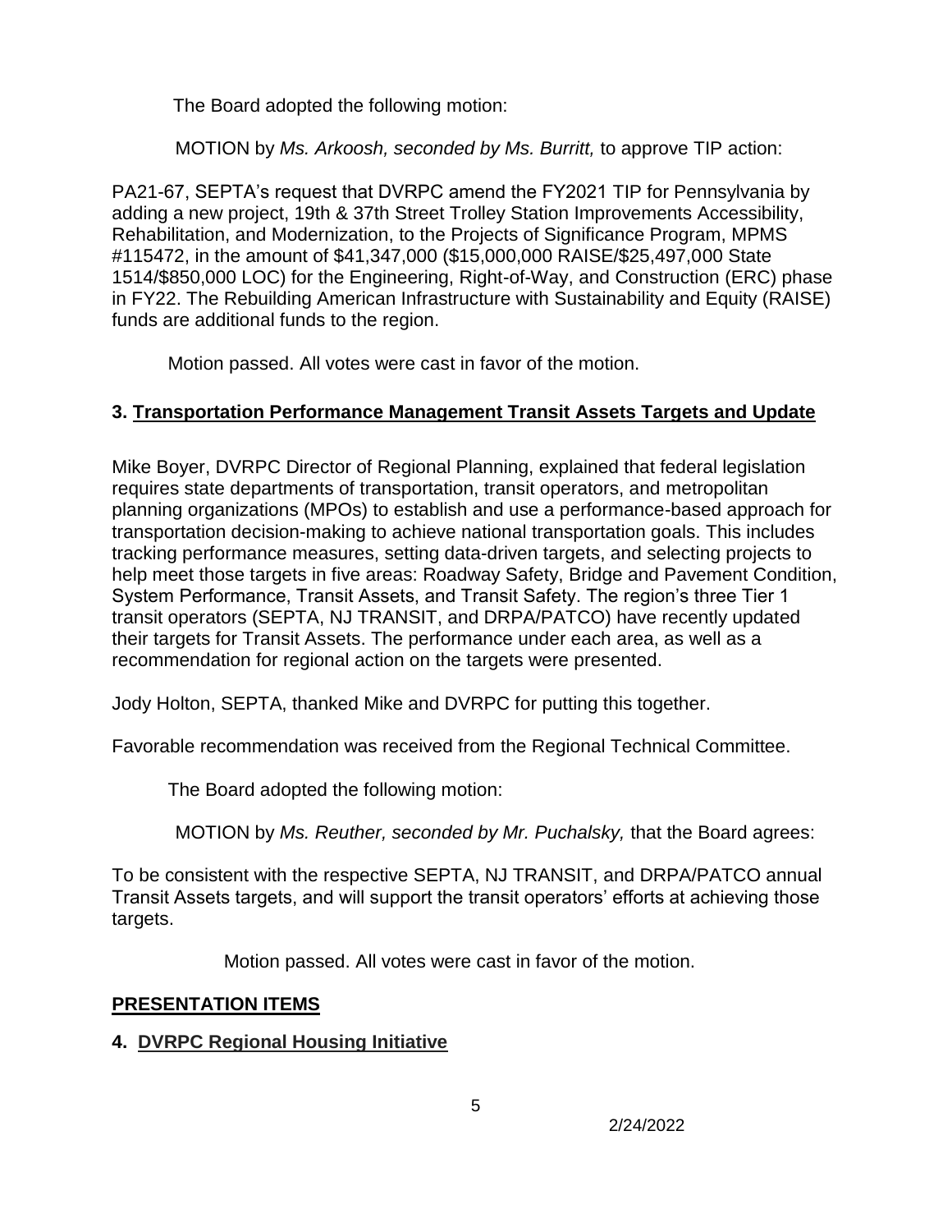The Board adopted the following motion:

MOTION by *Ms. Arkoosh, seconded by Ms. Burritt,* to approve TIP action:

PA21-67, SEPTA's request that DVRPC amend the FY2021 TIP for Pennsylvania by adding a new project, 19th & 37th Street Trolley Station Improvements Accessibility, Rehabilitation, and Modernization, to the Projects of Significance Program, MPMS #115472, in the amount of $41,347,000 ($15,000,000 RAISE/$25,497,000 State 1514/$850,000 LOC) for the Engineering, Right-of-Way, and Construction (ERC) phase in FY22. The Rebuilding American Infrastructure with Sustainability and Equity (RAISE) funds are additional funds to the region.

Motion passed. All votes were cast in favor of the motion.

### 3. Transportation Performance Management Transit Assets Targets and Update

Mike Boyer, DVRPC Director of Regional Planning, explained that federal legislation requires state departments of transportation, transit operators, and metropolitan planning organizations (MPOs) to establish and use a performance-based approach for transportation decision-making to achieve national transportation goals. This includes tracking performance measures, setting data-driven targets, and selecting projects to help meet those targets in five areas: Roadway Safety, Bridge and Pavement Condition, System Performance, Transit Assets, and Transit Safety. The region's three Tier 1 transit operators (SEPTA, NJ TRANSIT, and DRPA/PATCO) have recently updated their targets for Transit Assets. The performance under each area, as well as a recommendation for regional action on the targets were presented.

Jody Holton, SEPTA, thanked Mike and DVRPC for putting this together.

Favorable recommendation was received from the Regional Technical Committee.

The Board adopted the following motion:

MOTION by *Ms. Reuther, seconded by Mr. Puchalsky,* that the Board agrees:

To be consistent with the respective SEPTA, NJ TRANSIT, and DRPA/PATCO annual Transit Assets targets, and will support the transit operators' efforts at achieving those targets.

Motion passed. All votes were cast in favor of the motion.

## PRESENTATION ITEMS

### 4. DVRPC Regional Housing Initiative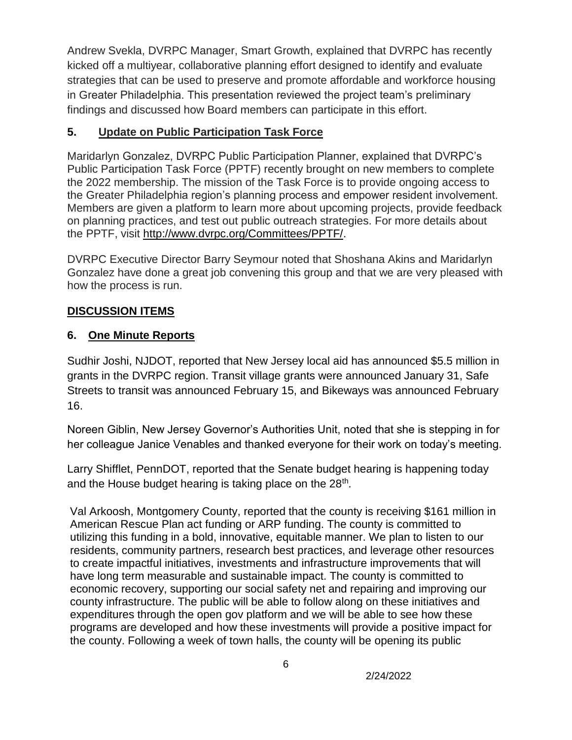Andrew Svekla, DVRPC Manager, Smart Growth, explained that DVRPC has recently kicked off a multiyear, collaborative planning effort designed to identify and evaluate strategies that can be used to preserve and promote affordable and workforce housing in Greater Philadelphia. This presentation reviewed the project team's preliminary findings and discussed how Board members can participate in this effort.

## 5. Update on Public Participation Task Force

Maridarlyn Gonzalez, DVRPC Public Participation Planner, explained that DVRPC's Public Participation Task Force (PPTF) recently brought on new members to complete the 2022 membership. The mission of the Task Force is to provide ongoing access to the Greater Philadelphia region's planning process and empower resident involvement. Members are given a platform to learn more about upcoming projects, provide feedback on planning practices, and test out public outreach strategies. For more details about the PPTF, visit http://www.dvrpc.org/Committees/PPTF/.

DVRPC Executive Director Barry Seymour noted that Shoshana Akins and Maridarlyn Gonzalez have done a great job convening this group and that we are very pleased with how the process is run.

## DISCUSSION ITEMS

## 6. One Minute Reports

Sudhir Joshi, NJDOT, reported that New Jersey local aid has announced $5.5 million in grants in the DVRPC region. Transit village grants were announced January 31, Safe Streets to transit was announced February 15, and Bikeways was announced February 16.

Noreen Giblin, New Jersey Governor's Authorities Unit, noted that she is stepping in for her colleague Janice Venables and thanked everyone for their work on today's meeting.

Larry Shifflet, PennDOT, reported that the Senate budget hearing is happening today and the House budget hearing is taking place on the 28th.

Val Arkoosh, Montgomery County, reported that the county is receiving $161 million in American Rescue Plan act funding or ARP funding. The county is committed to utilizing this funding in a bold, innovative, equitable manner. We plan to listen to our residents, community partners, research best practices, and leverage other resources to create impactful initiatives, investments and infrastructure improvements that will have long term measurable and sustainable impact. The county is committed to economic recovery, supporting our social safety net and repairing and improving our county infrastructure. The public will be able to follow along on these initiatives and expenditures through the open gov platform and we will be able to see how these programs are developed and how these investments will provide a positive impact for the county. Following a week of town halls, the county will be opening its public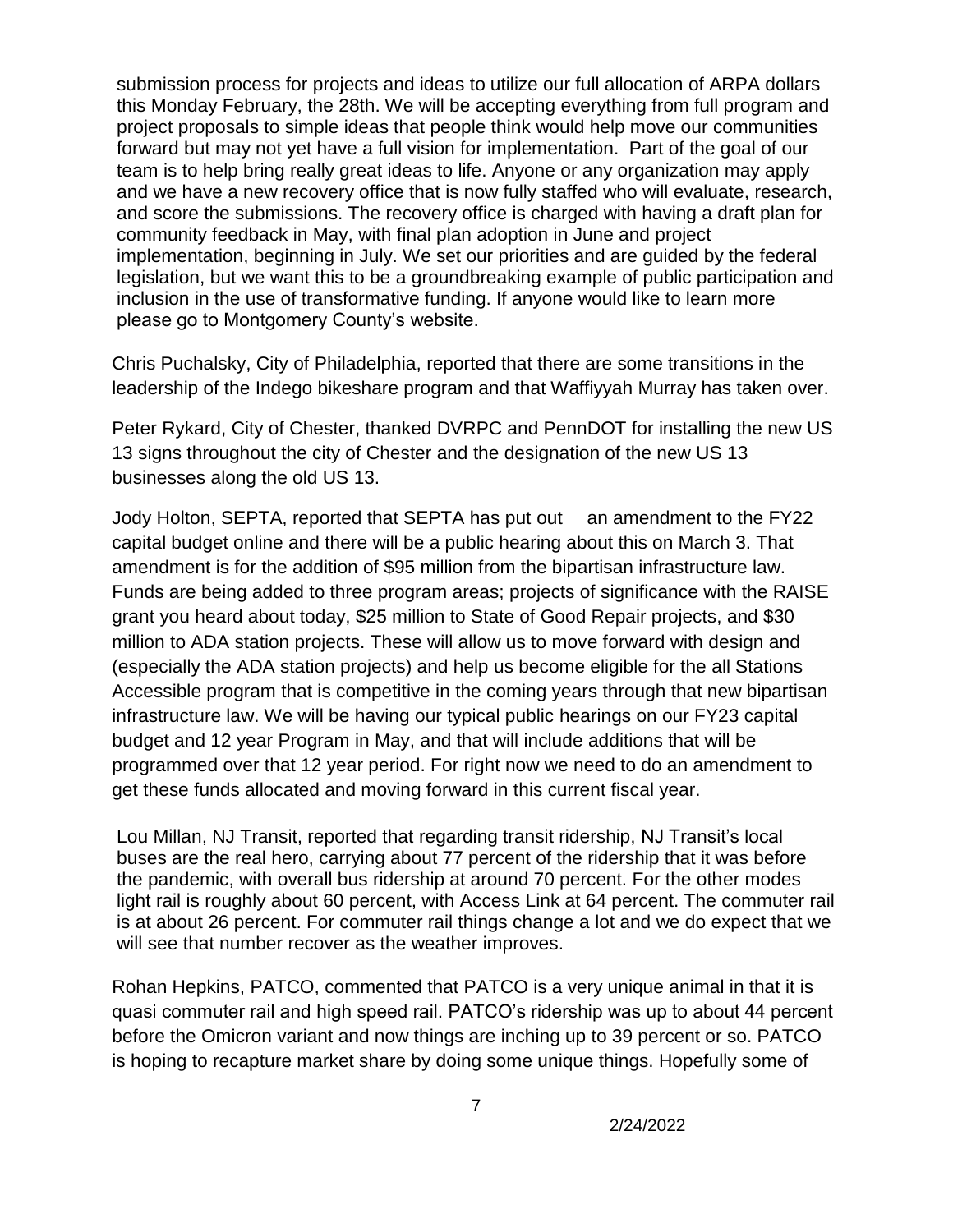submission process for projects and ideas to utilize our full allocation of ARPA dollars this Monday February, the 28th. We will be accepting everything from full program and project proposals to simple ideas that people think would help move our communities forward but may not yet have a full vision for implementation. Part of the goal of our team is to help bring really great ideas to life. Anyone or any organization may apply and we have a new recovery office that is now fully staffed who will evaluate, research, and score the submissions. The recovery office is charged with having a draft plan for community feedback in May, with final plan adoption in June and project implementation, beginning in July. We set our priorities and are guided by the federal legislation, but we want this to be a groundbreaking example of public participation and inclusion in the use of transformative funding. If anyone would like to learn more please go to Montgomery County's website.

Chris Puchalsky, City of Philadelphia, reported that there are some transitions in the leadership of the Indego bikeshare program and that Waffiyyah Murray has taken over.

Peter Rykard, City of Chester, thanked DVRPC and PennDOT for installing the new US 13 signs throughout the city of Chester and the designation of the new US 13 businesses along the old US 13.

Jody Holton, SEPTA, reported that SEPTA has put out an amendment to the FY22 capital budget online and there will be a public hearing about this on March 3. That amendment is for the addition of $95 million from the bipartisan infrastructure law. Funds are being added to three program areas; projects of significance with the RAISE grant you heard about today, $25 million to State of Good Repair projects, and $30 million to ADA station projects. These will allow us to move forward with design and (especially the ADA station projects) and help us become eligible for the all Stations Accessible program that is competitive in the coming years through that new bipartisan infrastructure law. We will be having our typical public hearings on our FY23 capital budget and 12 year Program in May, and that will include additions that will be programmed over that 12 year period. For right now we need to do an amendment to get these funds allocated and moving forward in this current fiscal year.

Lou Millan, NJ Transit, reported that regarding transit ridership, NJ Transit's local buses are the real hero, carrying about 77 percent of the ridership that it was before the pandemic, with overall bus ridership at around 70 percent. For the other modes light rail is roughly about 60 percent, with Access Link at 64 percent. The commuter rail is at about 26 percent. For commuter rail things change a lot and we do expect that we will see that number recover as the weather improves.

Rohan Hepkins, PATCO, commented that PATCO is a very unique animal in that it is quasi commuter rail and high speed rail. PATCO's ridership was up to about 44 percent before the Omicron variant and now things are inching up to 39 percent or so. PATCO is hoping to recapture market share by doing some unique things. Hopefully some of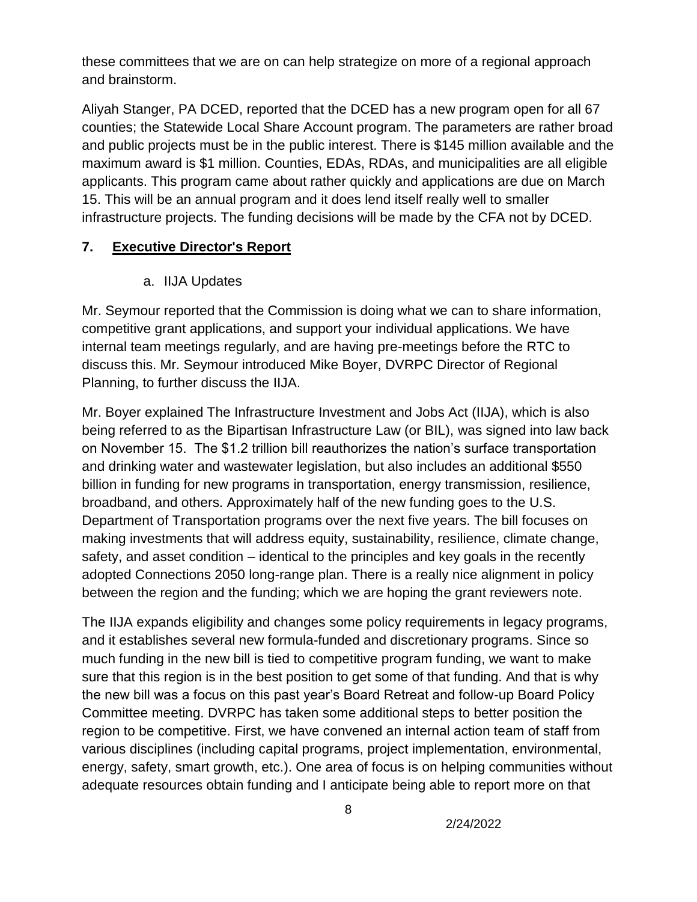these committees that we are on can help strategize on more of a regional approach and brainstorm.

Aliyah Stanger, PA DCED, reported that the DCED has a new program open for all 67 counties; the Statewide Local Share Account program. The parameters are rather broad and public projects must be in the public interest. There is $145 million available and the maximum award is $1 million. Counties, EDAs, RDAs, and municipalities are all eligible applicants. This program came about rather quickly and applications are due on March 15. This will be an annual program and it does lend itself really well to smaller infrastructure projects. The funding decisions will be made by the CFA not by DCED.

## 7. Executive Director's Report

a. IIJA Updates

Mr. Seymour reported that the Commission is doing what we can to share information, competitive grant applications, and support your individual applications. We have internal team meetings regularly, and are having pre-meetings before the RTC to discuss this. Mr. Seymour introduced Mike Boyer, DVRPC Director of Regional Planning, to further discuss the IIJA.

Mr. Boyer explained The Infrastructure Investment and Jobs Act (IIJA), which is also being referred to as the Bipartisan Infrastructure Law (or BIL), was signed into law back on November 15. The $1.2 trillion bill reauthorizes the nation's surface transportation and drinking water and wastewater legislation, but also includes an additional $550 billion in funding for new programs in transportation, energy transmission, resilience, broadband, and others. Approximately half of the new funding goes to the U.S. Department of Transportation programs over the next five years. The bill focuses on making investments that will address equity, sustainability, resilience, climate change, safety, and asset condition – identical to the principles and key goals in the recently adopted Connections 2050 long-range plan. There is a really nice alignment in policy between the region and the funding; which we are hoping the grant reviewers note.

The IIJA expands eligibility and changes some policy requirements in legacy programs, and it establishes several new formula-funded and discretionary programs. Since so much funding in the new bill is tied to competitive program funding, we want to make sure that this region is in the best position to get some of that funding. And that is why the new bill was a focus on this past year's Board Retreat and follow-up Board Policy Committee meeting. DVRPC has taken some additional steps to better position the region to be competitive. First, we have convened an internal action team of staff from various disciplines (including capital programs, project implementation, environmental, energy, safety, smart growth, etc.). One area of focus is on helping communities without adequate resources obtain funding and I anticipate being able to report more on that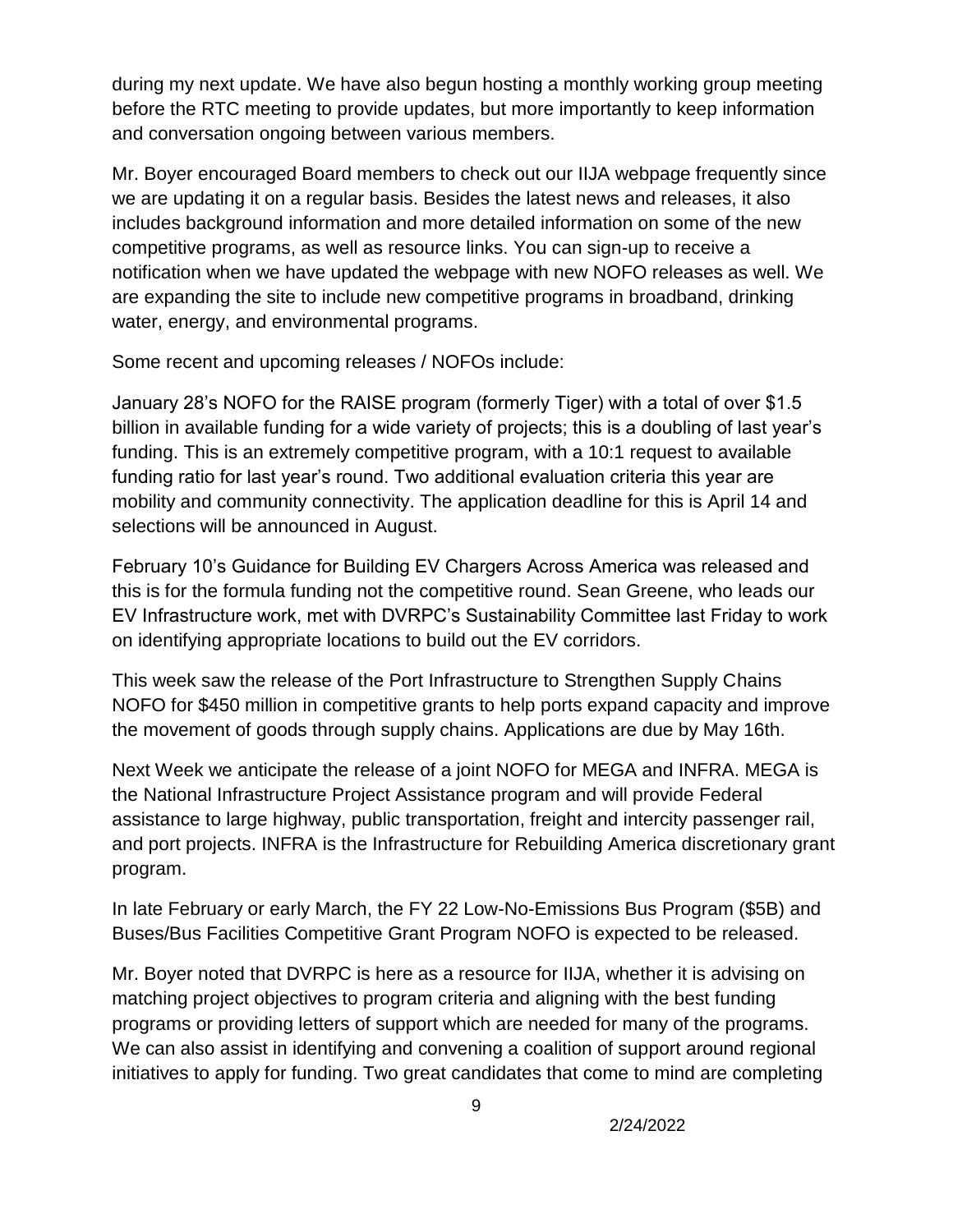during my next update. We have also begun hosting a monthly working group meeting before the RTC meeting to provide updates, but more importantly to keep information and conversation ongoing between various members.

Mr. Boyer encouraged Board members to check out our IIJA webpage frequently since we are updating it on a regular basis. Besides the latest news and releases, it also includes background information and more detailed information on some of the new competitive programs, as well as resource links. You can sign-up to receive a notification when we have updated the webpage with new NOFO releases as well. We are expanding the site to include new competitive programs in broadband, drinking water, energy, and environmental programs.

Some recent and upcoming releases / NOFOs include:

January 28's NOFO for the RAISE program (formerly Tiger) with a total of over $1.5 billion in available funding for a wide variety of projects; this is a doubling of last year's funding. This is an extremely competitive program, with a 10:1 request to available funding ratio for last year's round. Two additional evaluation criteria this year are mobility and community connectivity. The application deadline for this is April 14 and selections will be announced in August.

February 10's Guidance for Building EV Chargers Across America was released and this is for the formula funding not the competitive round. Sean Greene, who leads our EV Infrastructure work, met with DVRPC's Sustainability Committee last Friday to work on identifying appropriate locations to build out the EV corridors.

This week saw the release of the Port Infrastructure to Strengthen Supply Chains NOFO for $450 million in competitive grants to help ports expand capacity and improve the movement of goods through supply chains. Applications are due by May 16th.

Next Week we anticipate the release of a joint NOFO for MEGA and INFRA. MEGA is the National Infrastructure Project Assistance program and will provide Federal assistance to large highway, public transportation, freight and intercity passenger rail, and port projects. INFRA is the Infrastructure for Rebuilding America discretionary grant program.

In late February or early March, the FY 22 Low-No-Emissions Bus Program ($5B) and Buses/Bus Facilities Competitive Grant Program NOFO is expected to be released.

Mr. Boyer noted that DVRPC is here as a resource for IIJA, whether it is advising on matching project objectives to program criteria and aligning with the best funding programs or providing letters of support which are needed for many of the programs. We can also assist in identifying and convening a coalition of support around regional initiatives to apply for funding. Two great candidates that come to mind are completing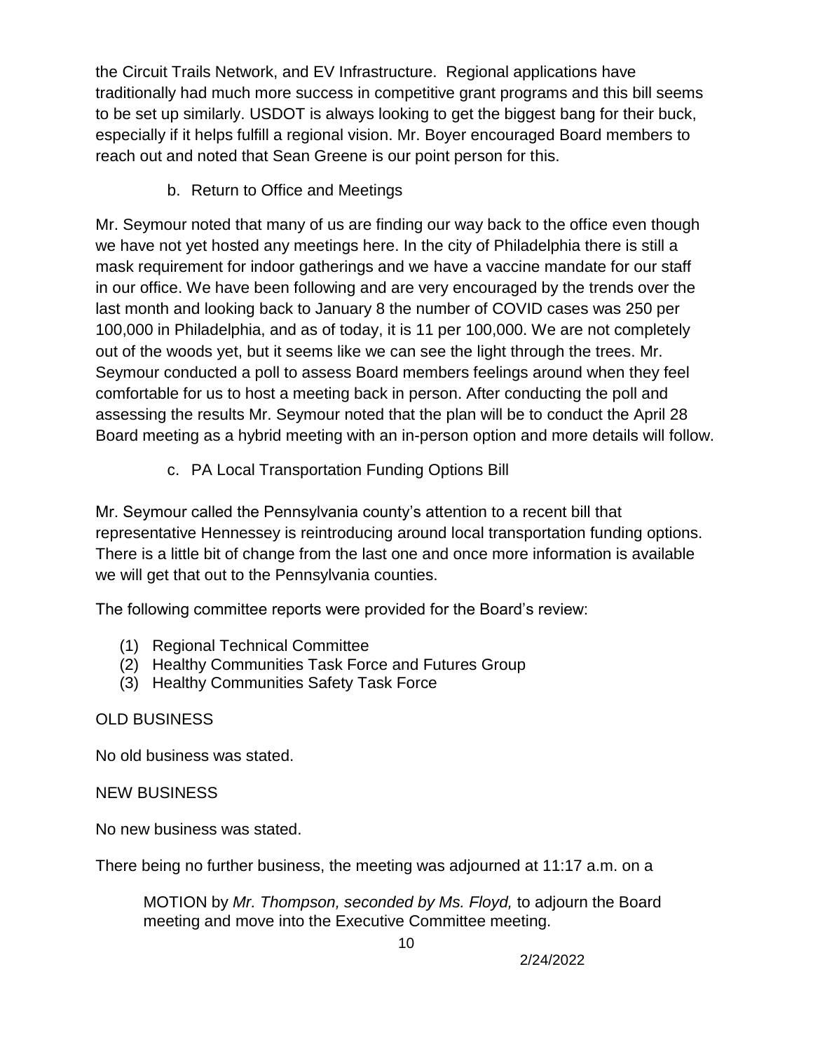the Circuit Trails Network, and EV Infrastructure. Regional applications have traditionally had much more success in competitive grant programs and this bill seems to be set up similarly. USDOT is always looking to get the biggest bang for their buck, especially if it helps fulfill a regional vision. Mr. Boyer encouraged Board members to reach out and noted that Sean Greene is our point person for this.

b. Return to Office and Meetings

Mr. Seymour noted that many of us are finding our way back to the office even though we have not yet hosted any meetings here. In the city of Philadelphia there is still a mask requirement for indoor gatherings and we have a vaccine mandate for our staff in our office. We have been following and are very encouraged by the trends over the last month and looking back to January 8 the number of COVID cases was 250 per 100,000 in Philadelphia, and as of today, it is 11 per 100,000. We are not completely out of the woods yet, but it seems like we can see the light through the trees. Mr. Seymour conducted a poll to assess Board members feelings around when they feel comfortable for us to host a meeting back in person. After conducting the poll and assessing the results Mr. Seymour noted that the plan will be to conduct the April 28 Board meeting as a hybrid meeting with an in-person option and more details will follow.

c. PA Local Transportation Funding Options Bill

Mr. Seymour called the Pennsylvania county's attention to a recent bill that representative Hennessey is reintroducing around local transportation funding options. There is a little bit of change from the last one and once more information is available we will get that out to the Pennsylvania counties.

The following committee reports were provided for the Board's review:

(1) Regional Technical Committee
(2) Healthy Communities Task Force and Futures Group
(3) Healthy Communities Safety Task Force

OLD BUSINESS

No old business was stated.

NEW BUSINESS

No new business was stated.

There being no further business, the meeting was adjourned at 11:17 a.m. on a

> MOTION by *Mr. Thompson, seconded by Ms. Floyd,* to adjourn the Board meeting and move into the Executive Committee meeting.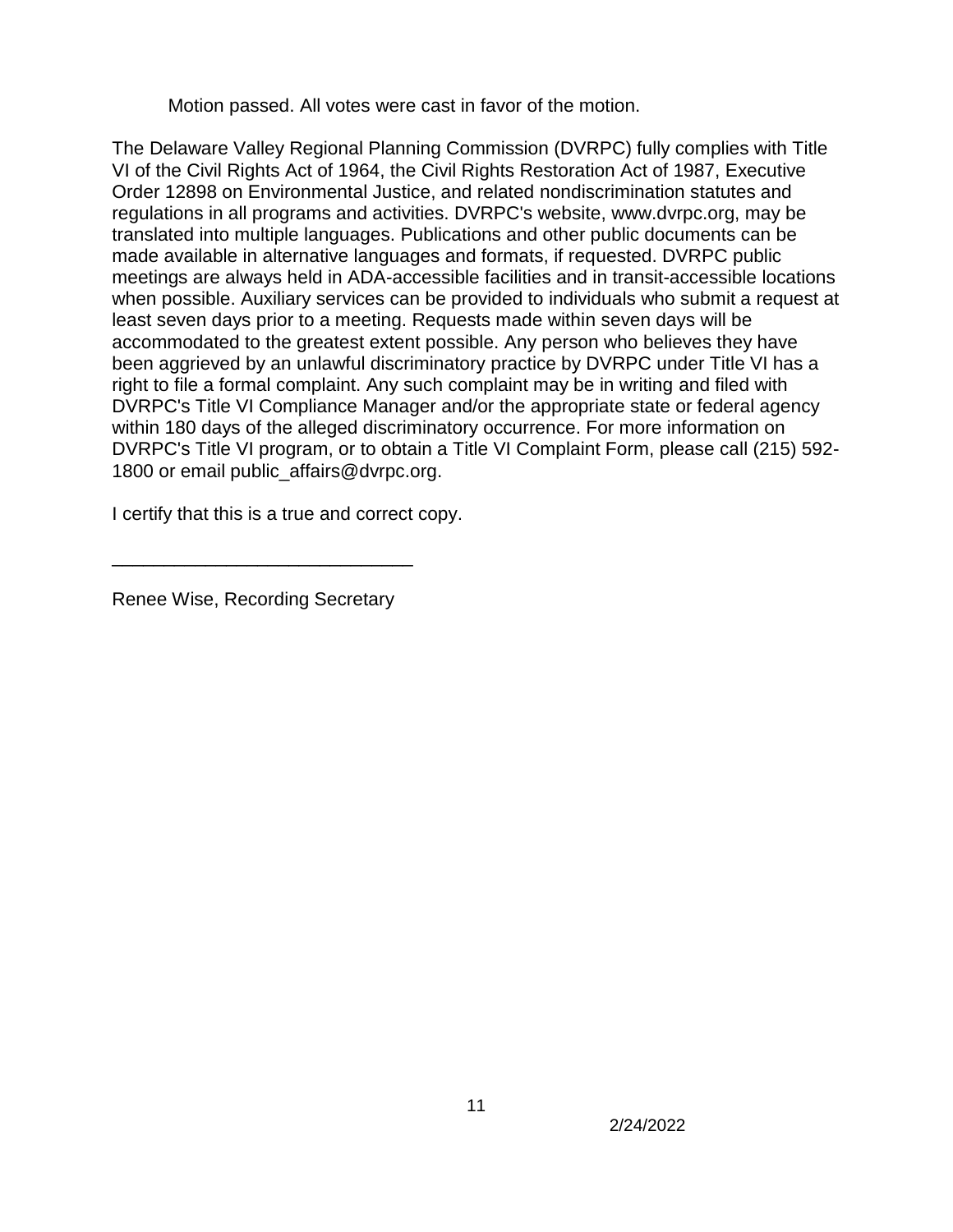Motion passed. All votes were cast in favor of the motion.

The Delaware Valley Regional Planning Commission (DVRPC) fully complies with Title VI of the Civil Rights Act of 1964, the Civil Rights Restoration Act of 1987, Executive Order 12898 on Environmental Justice, and related nondiscrimination statutes and regulations in all programs and activities. DVRPC's website, www.dvrpc.org, may be translated into multiple languages. Publications and other public documents can be made available in alternative languages and formats, if requested. DVRPC public meetings are always held in ADA-accessible facilities and in transit-accessible locations when possible. Auxiliary services can be provided to individuals who submit a request at least seven days prior to a meeting. Requests made within seven days will be accommodated to the greatest extent possible. Any person who believes they have been aggrieved by an unlawful discriminatory practice by DVRPC under Title VI has a right to file a formal complaint. Any such complaint may be in writing and filed with DVRPC's Title VI Compliance Manager and/or the appropriate state or federal agency within 180 days of the alleged discriminatory occurrence. For more information on DVRPC's Title VI program, or to obtain a Title VI Complaint Form, please call (215) 592-1800 or email public_affairs@dvrpc.org.

I certify that this is a true and correct copy.

_____________________________

Renee Wise, Recording Secretary

2/24/2022